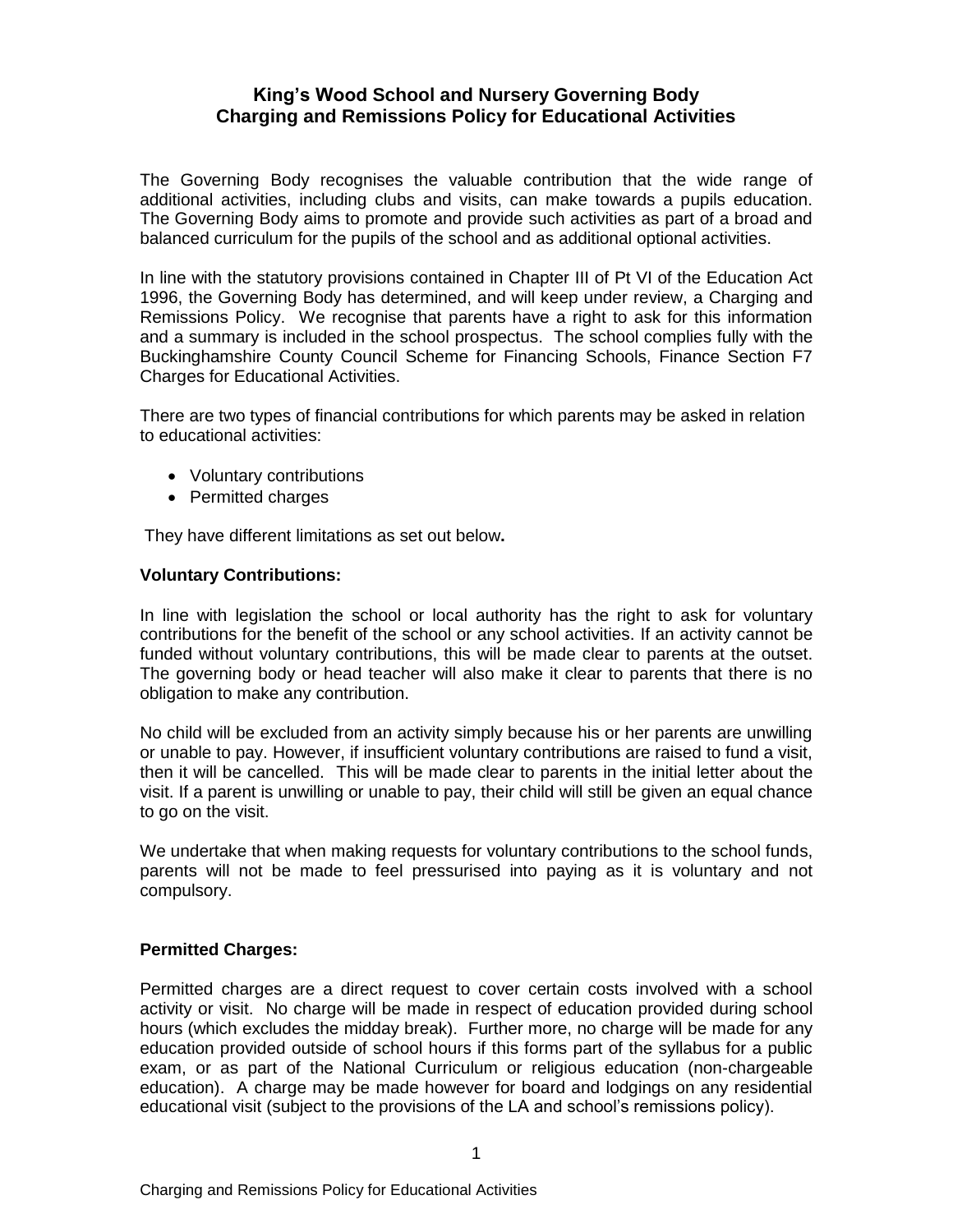# King's Wood School and Nursery Governing Body
# Charging and Remissions Policy for Educational Activities

The Governing Body recognises the valuable contribution that the wide range of additional activities, including clubs and visits, can make towards a pupils education. The Governing Body aims to promote and provide such activities as part of a broad and balanced curriculum for the pupils of the school and as additional optional activities.

In line with the statutory provisions contained in Chapter III of Pt VI of the Education Act 1996, the Governing Body has determined, and will keep under review, a Charging and Remissions Policy. We recognise that parents have a right to ask for this information and a summary is included in the school prospectus. The school complies fully with the Buckinghamshire County Council Scheme for Financing Schools, Finance Section F7 Charges for Educational Activities.

There are two types of financial contributions for which parents may be asked in relation to educational activities:

- Voluntary contributions
- Permitted charges

They have different limitations as set out below**.**

**Voluntary Contributions:**

In line with legislation the school or local authority has the right to ask for voluntary contributions for the benefit of the school or any school activities. If an activity cannot be funded without voluntary contributions, this will be made clear to parents at the outset. The governing body or head teacher will also make it clear to parents that there is no obligation to make any contribution.

No child will be excluded from an activity simply because his or her parents are unwilling or unable to pay. However, if insufficient voluntary contributions are raised to fund a visit, then it will be cancelled. This will be made clear to parents in the initial letter about the visit. If a parent is unwilling or unable to pay, their child will still be given an equal chance to go on the visit.

We undertake that when making requests for voluntary contributions to the school funds, parents will not be made to feel pressurised into paying as it is voluntary and not compulsory.

**Permitted Charges:**

Permitted charges are a direct request to cover certain costs involved with a school activity or visit. No charge will be made in respect of education provided during school hours (which excludes the midday break). Further more, no charge will be made for any education provided outside of school hours if this forms part of the syllabus for a public exam, or as part of the National Curriculum or religious education (non-chargeable education). A charge may be made however for board and lodgings on any residential educational visit (subject to the provisions of the LA and school's remissions policy).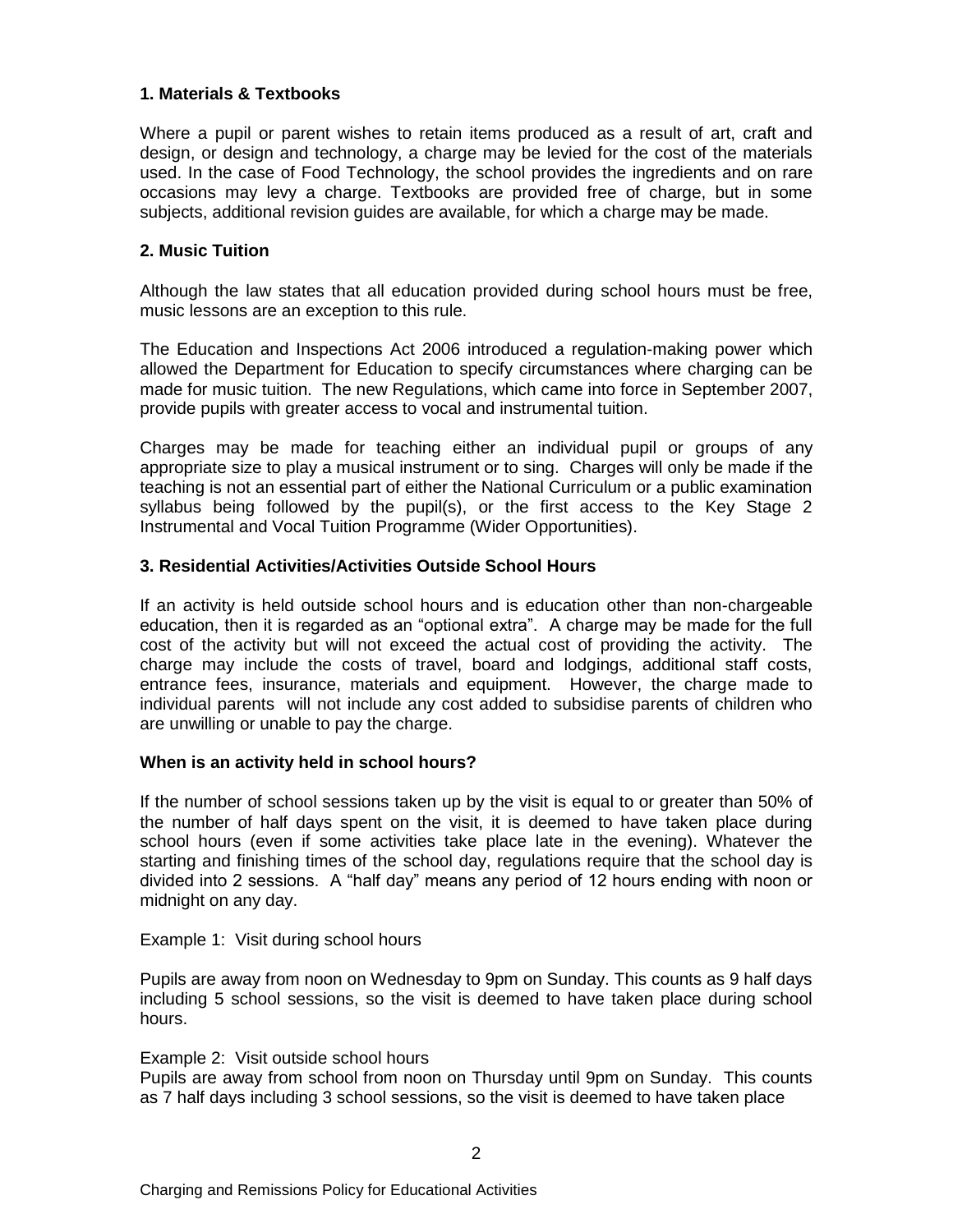### 1. Materials & Textbooks

Where a pupil or parent wishes to retain items produced as a result of art, craft and design, or design and technology, a charge may be levied for the cost of the materials used. In the case of Food Technology, the school provides the ingredients and on rare occasions may levy a charge. Textbooks are provided free of charge, but in some subjects, additional revision guides are available, for which a charge may be made.

### 2. Music Tuition

Although the law states that all education provided during school hours must be free, music lessons are an exception to this rule.

The Education and Inspections Act 2006 introduced a regulation-making power which allowed the Department for Education to specify circumstances where charging can be made for music tuition. The new Regulations, which came into force in September 2007, provide pupils with greater access to vocal and instrumental tuition.

Charges may be made for teaching either an individual pupil or groups of any appropriate size to play a musical instrument or to sing. Charges will only be made if the teaching is not an essential part of either the National Curriculum or a public examination syllabus being followed by the pupil(s), or the first access to the Key Stage 2 Instrumental and Vocal Tuition Programme (Wider Opportunities).

### 3. Residential Activities/Activities Outside School Hours

If an activity is held outside school hours and is education other than non-chargeable education, then it is regarded as an "optional extra". A charge may be made for the full cost of the activity but will not exceed the actual cost of providing the activity. The charge may include the costs of travel, board and lodgings, additional staff costs, entrance fees, insurance, materials and equipment. However, the charge made to individual parents will not include any cost added to subsidise parents of children who are unwilling or unable to pay the charge.

#### When is an activity held in school hours?

If the number of school sessions taken up by the visit is equal to or greater than 50% of the number of half days spent on the visit, it is deemed to have taken place during school hours (even if some activities take place late in the evening). Whatever the starting and finishing times of the school day, regulations require that the school day is divided into 2 sessions. A "half day" means any period of 12 hours ending with noon or midnight on any day.

Example 1: Visit during school hours

Pupils are away from noon on Wednesday to 9pm on Sunday. This counts as 9 half days including 5 school sessions, so the visit is deemed to have taken place during school hours.

Example 2: Visit outside school hours
Pupils are away from school from noon on Thursday until 9pm on Sunday. This counts as 7 half days including 3 school sessions, so the visit is deemed to have taken place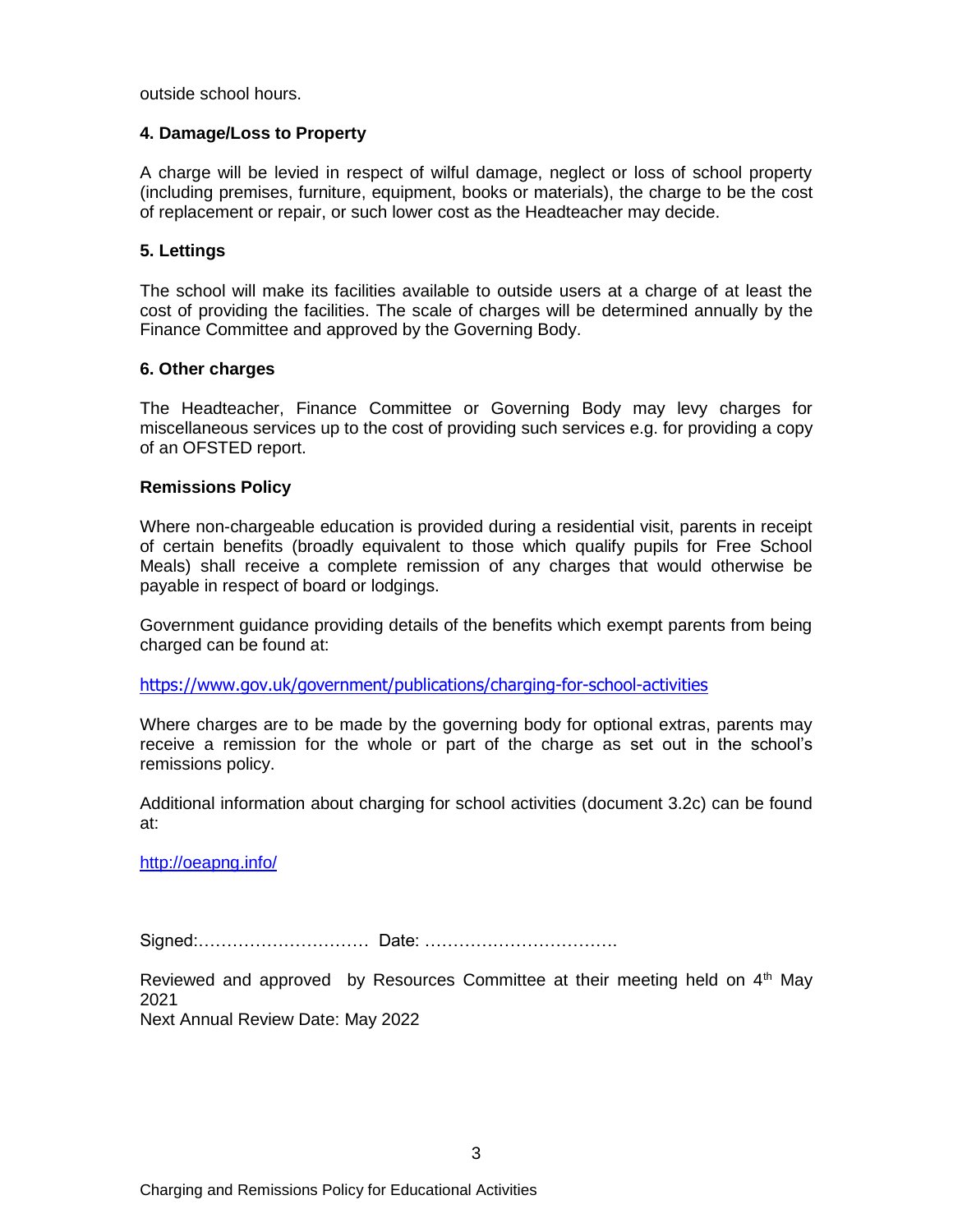outside school hours.

### 4. Damage/Loss to Property

A charge will be levied in respect of wilful damage, neglect or loss of school property (including premises, furniture, equipment, books or materials), the charge to be the cost of replacement or repair, or such lower cost as the Headteacher may decide.

### 5. Lettings

The school will make its facilities available to outside users at a charge of at least the cost of providing the facilities. The scale of charges will be determined annually by the Finance Committee and approved by the Governing Body.

### 6. Other charges

The Headteacher, Finance Committee or Governing Body may levy charges for miscellaneous services up to the cost of providing such services e.g. for providing a copy of an OFSTED report.

### Remissions Policy

Where non-chargeable education is provided during a residential visit, parents in receipt of certain benefits (broadly equivalent to those which qualify pupils for Free School Meals) shall receive a complete remission of any charges that would otherwise be payable in respect of board or lodgings.

Government guidance providing details of the benefits which exempt parents from being charged can be found at:

https://www.gov.uk/government/publications/charging-for-school-activities

Where charges are to be made by the governing body for optional extras, parents may receive a remission for the whole or part of the charge as set out in the school's remissions policy.

Additional information about charging for school activities (document 3.2c) can be found at:

http://oeapng.info/

Signed:………………………… Date: …………………………….

Reviewed and approved by Resources Committee at their meeting held on 4th May 2021
Next Annual Review Date: May 2022